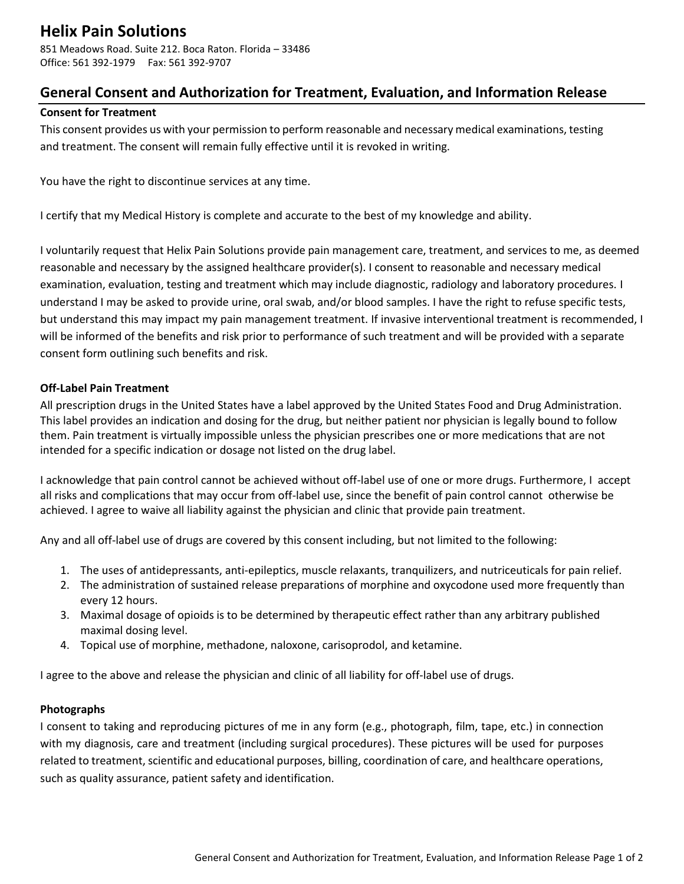# Helix Pain Solutions

851 Meadows Road. Suite 212. Boca Raton. Florida – 33486
Office: 561 392-1979 Fax: 561 392-9707

## General Consent and Authorization for Treatment, Evaluation, and Information Release

**Consent for Treatment**

This consent provides us with your permission to perform reasonable and necessary medical examinations, testing and treatment. The consent will remain fully effective until it is revoked in writing.

You have the right to discontinue services at any time.

I certify that my Medical History is complete and accurate to the best of my knowledge and ability.

I voluntarily request that Helix Pain Solutions provide pain management care, treatment, and services to me, as deemed reasonable and necessary by the assigned healthcare provider(s). I consent to reasonable and necessary medical examination, evaluation, testing and treatment which may include diagnostic, radiology and laboratory procedures. I understand I may be asked to provide urine, oral swab, and/or blood samples. I have the right to refuse specific tests, but understand this may impact my pain management treatment. If invasive interventional treatment is recommended, I will be informed of the benefits and risk prior to performance of such treatment and will be provided with a separate consent form outlining such benefits and risk.

**Off-Label Pain Treatment**

All prescription drugs in the United States have a label approved by the United States Food and Drug Administration. This label provides an indication and dosing for the drug, but neither patient nor physician is legally bound to follow them. Pain treatment is virtually impossible unless the physician prescribes one or more medications that are not intended for a specific indication or dosage not listed on the drug label.

I acknowledge that pain control cannot be achieved without off-label use of one or more drugs. Furthermore, I accept all risks and complications that may occur from off-label use, since the benefit of pain control cannot otherwise be achieved. I agree to waive all liability against the physician and clinic that provide pain treatment.

Any and all off-label use of drugs are covered by this consent including, but not limited to the following:

1. The uses of antidepressants, anti-epileptics, muscle relaxants, tranquilizers, and nutriceuticals for pain relief.
2. The administration of sustained release preparations of morphine and oxycodone used more frequently than every 12 hours.
3. Maximal dosage of opioids is to be determined by therapeutic effect rather than any arbitrary published maximal dosing level.
4. Topical use of morphine, methadone, naloxone, carisoprodol, and ketamine.

I agree to the above and release the physician and clinic of all liability for off-label use of drugs.

**Photographs**

I consent to taking and reproducing pictures of me in any form (e.g., photograph, film, tape, etc.) in connection with my diagnosis, care and treatment (including surgical procedures). These pictures will be used for purposes related to treatment, scientific and educational purposes, billing, coordination of care, and healthcare operations, such as quality assurance, patient safety and identification.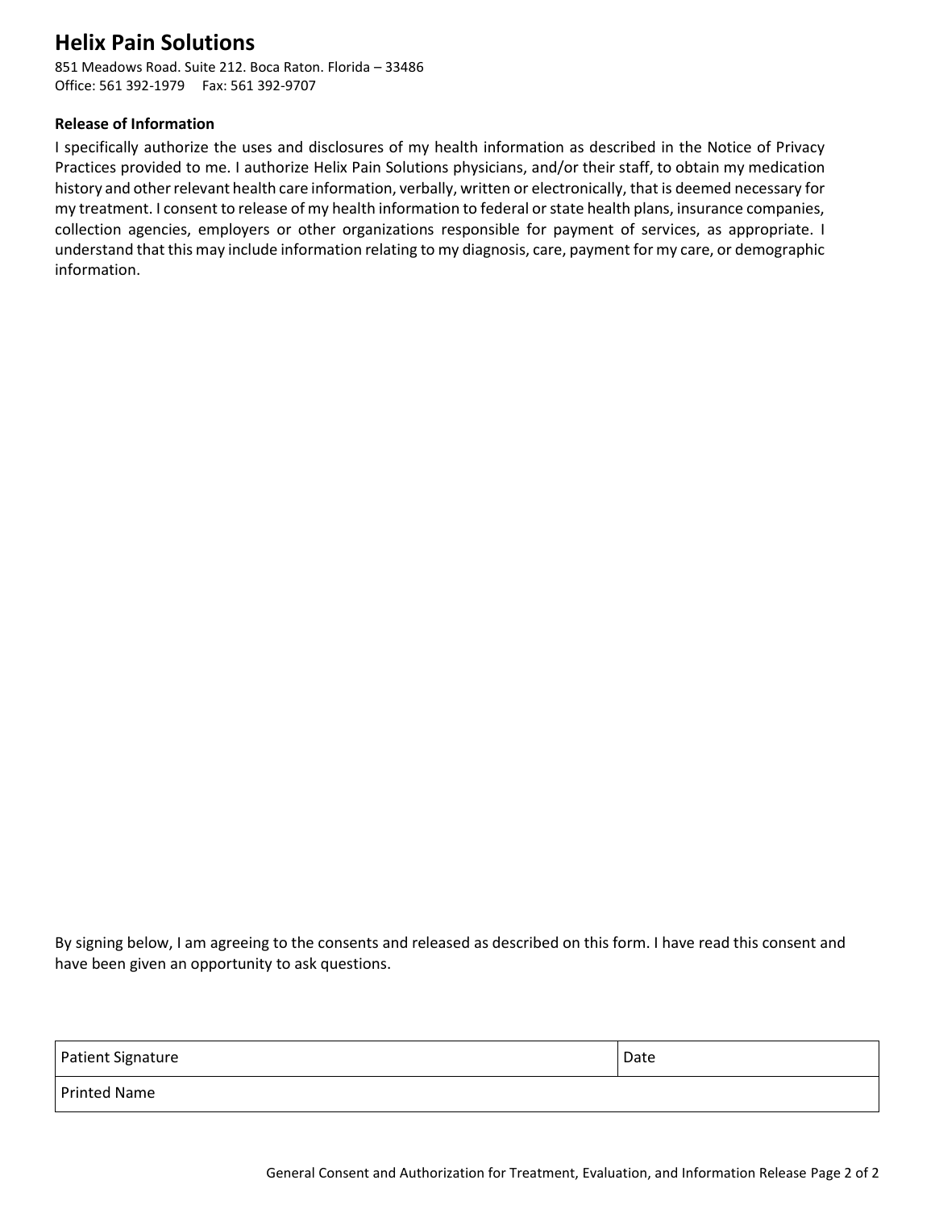# Helix Pain Solutions

851 Meadows Road. Suite 212. Boca Raton. Florida – 33486
Office: 561 392-1979 Fax: 561 392-9707

**Release of Information**

I specifically authorize the uses and disclosures of my health information as described in the Notice of Privacy Practices provided to me. I authorize Helix Pain Solutions physicians, and/or their staff, to obtain my medication history and other relevant health care information, verbally, written or electronically, that is deemed necessary for my treatment. I consent to release of my health information to federal or state health plans, insurance companies, collection agencies, employers or other organizations responsible for payment of services, as appropriate. I understand that this may include information relating to my diagnosis, care, payment for my care, or demographic information.

By signing below, I am agreeing to the consents and released as described on this form. I have read this consent and have been given an opportunity to ask questions.

| | |
|---|---|
| Patient Signature | Date |
| Printed Name | |